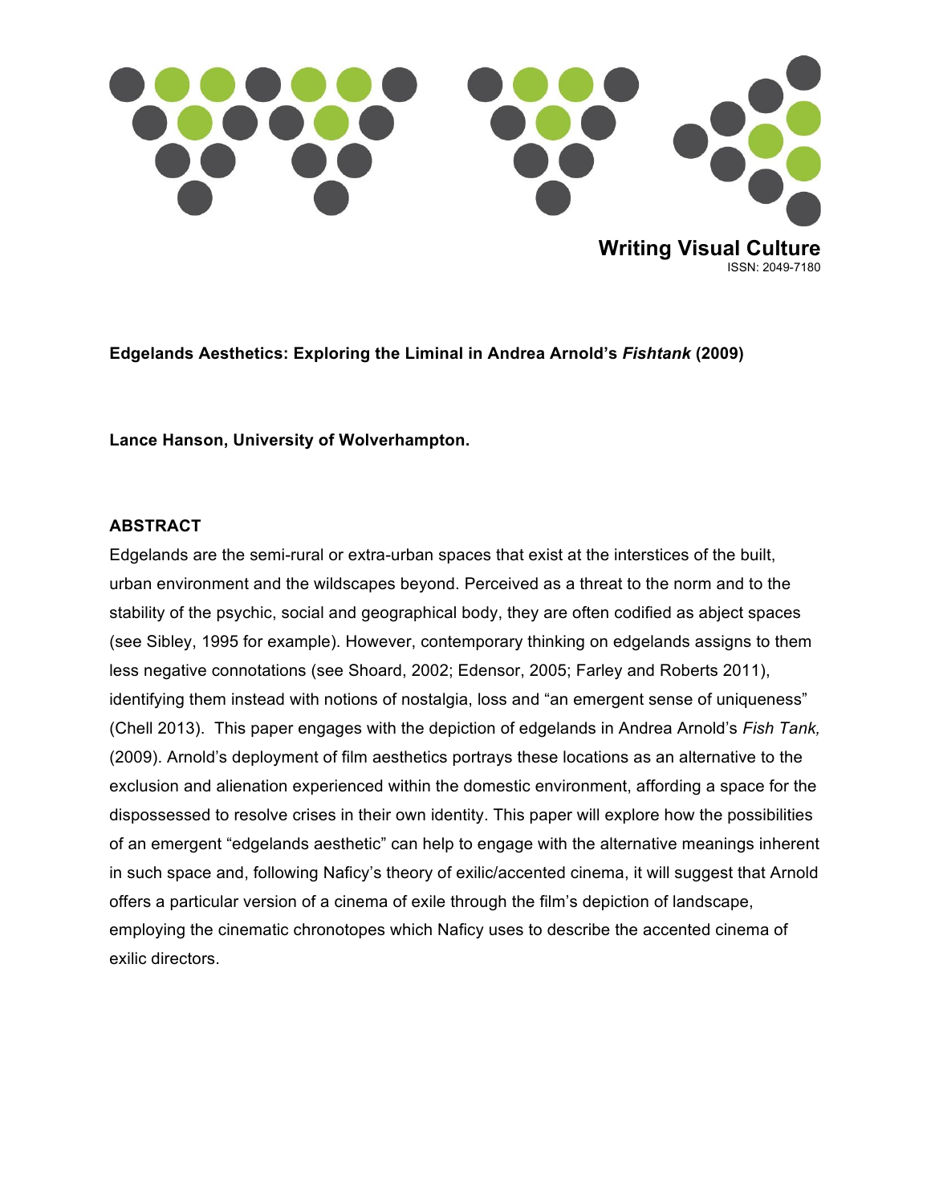Writing Visual Culture
ISSN: 2049-7180

**Edgelands Aesthetics: Exploring the Liminal in Andrea Arnold's *Fishtank* (2009)**

**Lance Hanson, University of Wolverhampton.**

## ABSTRACT

Edgelands are the semi-rural or extra-urban spaces that exist at the interstices of the built, urban environment and the wildscapes beyond. Perceived as a threat to the norm and to the stability of the psychic, social and geographical body, they are often codified as abject spaces (see Sibley, 1995 for example). However, contemporary thinking on edgelands assigns to them less negative connotations (see Shoard, 2002; Edensor, 2005; Farley and Roberts 2011), identifying them instead with notions of nostalgia, loss and "an emergent sense of uniqueness" (Chell 2013). This paper engages with the depiction of edgelands in Andrea Arnold's *Fish Tank,* (2009). Arnold's deployment of film aesthetics portrays these locations as an alternative to the exclusion and alienation experienced within the domestic environment, affording a space for the dispossessed to resolve crises in their own identity. This paper will explore how the possibilities of an emergent "edgelands aesthetic" can help to engage with the alternative meanings inherent in such space and, following Naficy's theory of exilic/accented cinema, it will suggest that Arnold offers a particular version of a cinema of exile through the film's depiction of landscape, employing the cinematic chronotopes which Naficy uses to describe the accented cinema of exilic directors.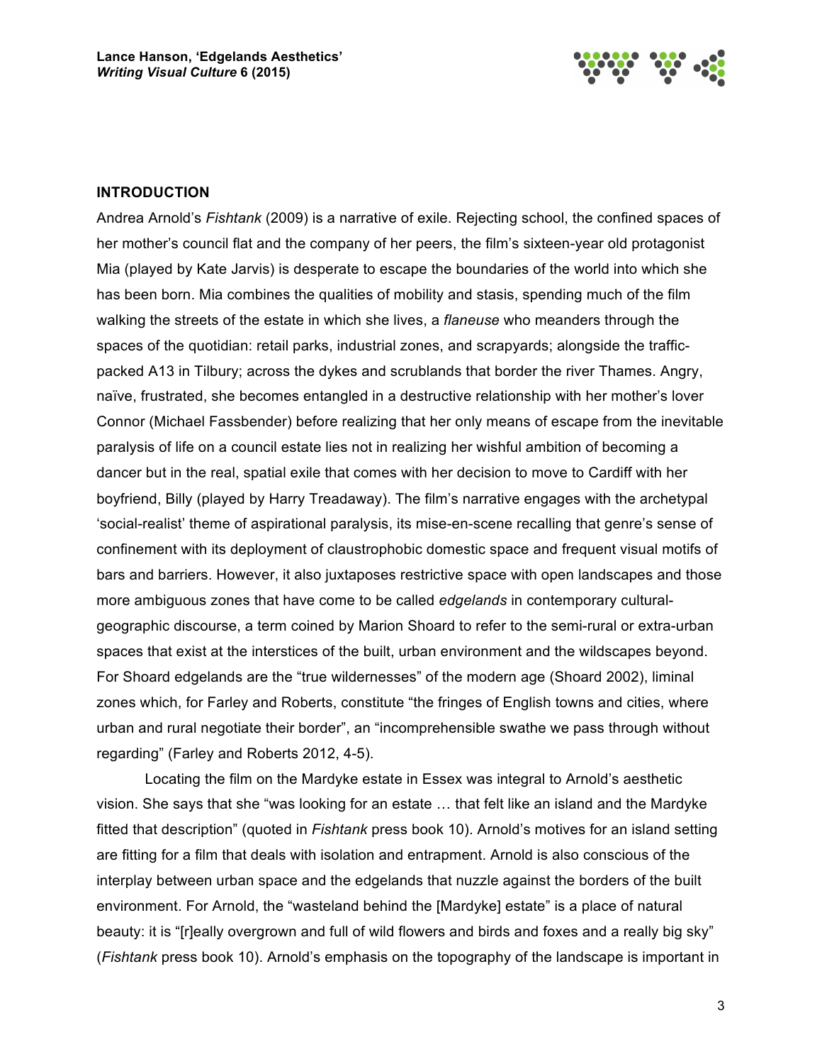## INTRODUCTION

Andrea Arnold's *Fishtank* (2009) is a narrative of exile. Rejecting school, the confined spaces of her mother's council flat and the company of her peers, the film's sixteen-year old protagonist Mia (played by Kate Jarvis) is desperate to escape the boundaries of the world into which she has been born. Mia combines the qualities of mobility and stasis, spending much of the film walking the streets of the estate in which she lives, a *flaneuse* who meanders through the spaces of the quotidian: retail parks, industrial zones, and scrapyards; alongside the traffic-packed A13 in Tilbury; across the dykes and scrublands that border the river Thames. Angry, naïve, frustrated, she becomes entangled in a destructive relationship with her mother's lover Connor (Michael Fassbender) before realizing that her only means of escape from the inevitable paralysis of life on a council estate lies not in realizing her wishful ambition of becoming a dancer but in the real, spatial exile that comes with her decision to move to Cardiff with her boyfriend, Billy (played by Harry Treadaway). The film's narrative engages with the archetypal 'social-realist' theme of aspirational paralysis, its mise-en-scene recalling that genre's sense of confinement with its deployment of claustrophobic domestic space and frequent visual motifs of bars and barriers. However, it also juxtaposes restrictive space with open landscapes and those more ambiguous zones that have come to be called *edgelands* in contemporary cultural-geographic discourse, a term coined by Marion Shoard to refer to the semi-rural or extra-urban spaces that exist at the interstices of the built, urban environment and the wildscapes beyond. For Shoard edgelands are the "true wildernesses" of the modern age (Shoard 2002), liminal zones which, for Farley and Roberts, constitute "the fringes of English towns and cities, where urban and rural negotiate their border", an "incomprehensible swathe we pass through without regarding" (Farley and Roberts 2012, 4-5).

Locating the film on the Mardyke estate in Essex was integral to Arnold's aesthetic vision. She says that she "was looking for an estate … that felt like an island and the Mardyke fitted that description" (quoted in *Fishtank* press book 10). Arnold's motives for an island setting are fitting for a film that deals with isolation and entrapment. Arnold is also conscious of the interplay between urban space and the edgelands that nuzzle against the borders of the built environment. For Arnold, the "wasteland behind the [Mardyke] estate" is a place of natural beauty: it is "[r]eally overgrown and full of wild flowers and birds and foxes and a really big sky" (*Fishtank* press book 10). Arnold's emphasis on the topography of the landscape is important in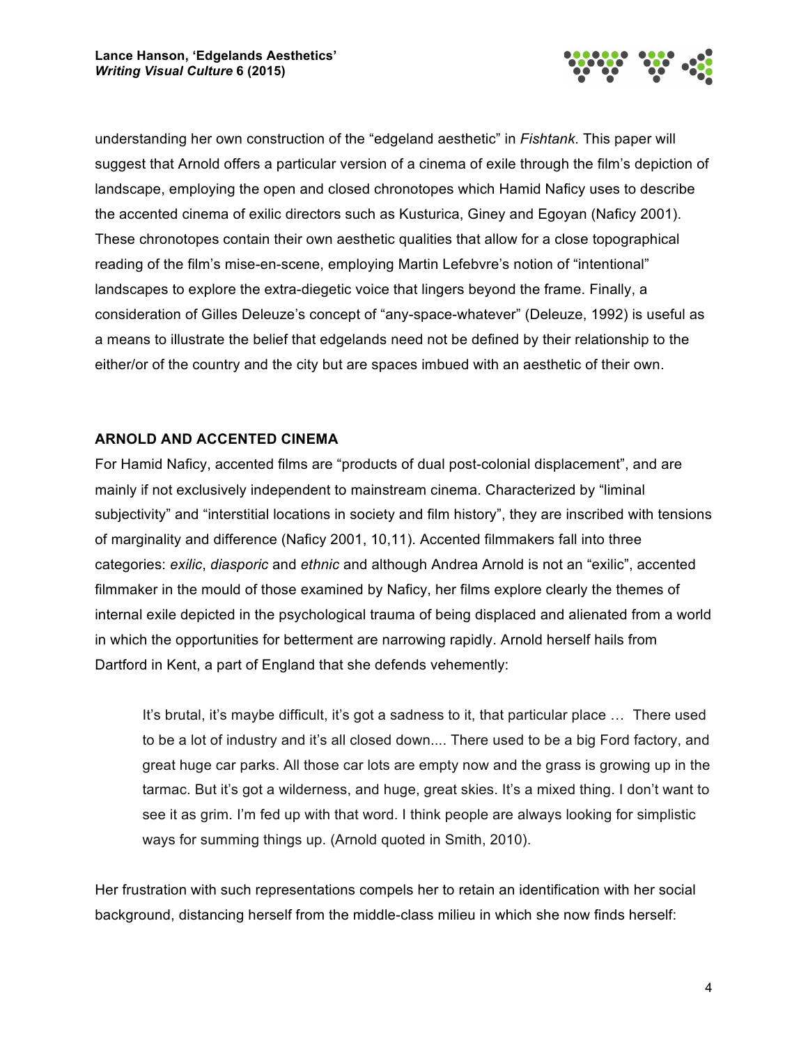understanding her own construction of the "edgeland aesthetic" in *Fishtank*. This paper will suggest that Arnold offers a particular version of a cinema of exile through the film's depiction of landscape, employing the open and closed chronotopes which Hamid Naficy uses to describe the accented cinema of exilic directors such as Kusturica, Giney and Egoyan (Naficy 2001). These chronotopes contain their own aesthetic qualities that allow for a close topographical reading of the film's mise-en-scene, employing Martin Lefebvre's notion of "intentional" landscapes to explore the extra-diegetic voice that lingers beyond the frame. Finally, a consideration of Gilles Deleuze's concept of "any-space-whatever" (Deleuze, 1992) is useful as a means to illustrate the belief that edgelands need not be defined by their relationship to the either/or of the country and the city but are spaces imbued with an aesthetic of their own.

## ARNOLD AND ACCENTED CINEMA

For Hamid Naficy, accented films are "products of dual post-colonial displacement", and are mainly if not exclusively independent to mainstream cinema. Characterized by "liminal subjectivity" and "interstitial locations in society and film history", they are inscribed with tensions of marginality and difference (Naficy 2001, 10,11). Accented filmmakers fall into three categories: *exilic*, *diasporic* and *ethnic* and although Andrea Arnold is not an "exilic", accented filmmaker in the mould of those examined by Naficy, her films explore clearly the themes of internal exile depicted in the psychological trauma of being displaced and alienated from a world in which the opportunities for betterment are narrowing rapidly. Arnold herself hails from Dartford in Kent, a part of England that she defends vehemently:

> It's brutal, it's maybe difficult, it's got a sadness to it, that particular place … There used to be a lot of industry and it's all closed down.... There used to be a big Ford factory, and great huge car parks. All those car lots are empty now and the grass is growing up in the tarmac. But it's got a wilderness, and huge, great skies. It's a mixed thing. I don't want to see it as grim. I'm fed up with that word. I think people are always looking for simplistic ways for summing things up. (Arnold quoted in Smith, 2010).

Her frustration with such representations compels her to retain an identification with her social background, distancing herself from the middle-class milieu in which she now finds herself: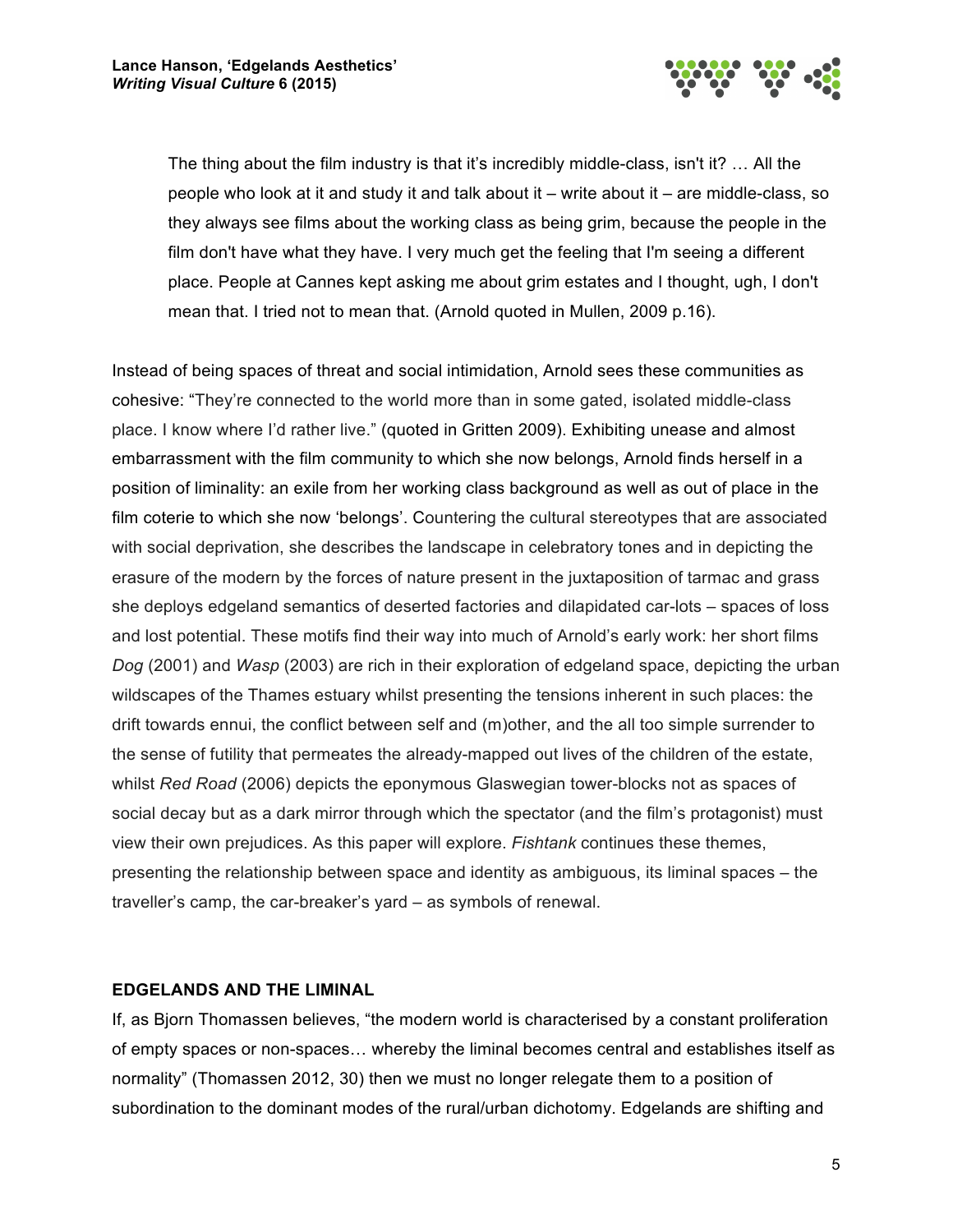> The thing about the film industry is that it's incredibly middle-class, isn't it? … All the people who look at it and study it and talk about it – write about it – are middle-class, so they always see films about the working class as being grim, because the people in the film don't have what they have. I very much get the feeling that I'm seeing a different place. People at Cannes kept asking me about grim estates and I thought, ugh, I don't mean that. I tried not to mean that. (Arnold quoted in Mullen, 2009 p.16).

Instead of being spaces of threat and social intimidation, Arnold sees these communities as cohesive: "They're connected to the world more than in some gated, isolated middle-class place. I know where I'd rather live." (quoted in Gritten 2009). Exhibiting unease and almost embarrassment with the film community to which she now belongs, Arnold finds herself in a position of liminality: an exile from her working class background as well as out of place in the film coterie to which she now 'belongs'. Countering the cultural stereotypes that are associated with social deprivation, she describes the landscape in celebratory tones and in depicting the erasure of the modern by the forces of nature present in the juxtaposition of tarmac and grass she deploys edgeland semantics of deserted factories and dilapidated car-lots – spaces of loss and lost potential. These motifs find their way into much of Arnold's early work: her short films *Dog* (2001) and *Wasp* (2003) are rich in their exploration of edgeland space, depicting the urban wildscapes of the Thames estuary whilst presenting the tensions inherent in such places: the drift towards ennui, the conflict between self and (m)other, and the all too simple surrender to the sense of futility that permeates the already-mapped out lives of the children of the estate, whilst *Red Road* (2006) depicts the eponymous Glaswegian tower-blocks not as spaces of social decay but as a dark mirror through which the spectator (and the film's protagonist) must view their own prejudices. As this paper will explore. *Fishtank* continues these themes, presenting the relationship between space and identity as ambiguous, its liminal spaces – the traveller's camp, the car-breaker's yard – as symbols of renewal.

## EDGELANDS AND THE LIMINAL

If, as Bjorn Thomassen believes, "the modern world is characterised by a constant proliferation of empty spaces or non-spaces… whereby the liminal becomes central and establishes itself as normality" (Thomassen 2012, 30) then we must no longer relegate them to a position of subordination to the dominant modes of the rural/urban dichotomy. Edgelands are shifting and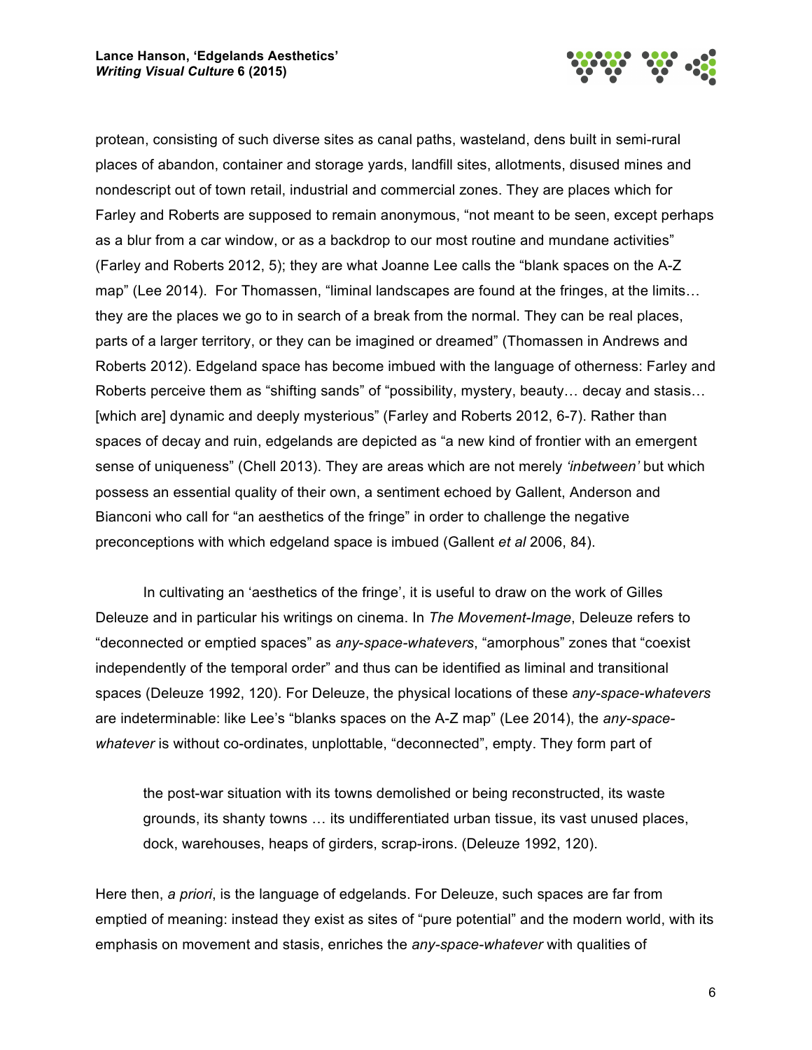protean, consisting of such diverse sites as canal paths, wasteland, dens built in semi-rural places of abandon, container and storage yards, landfill sites, allotments, disused mines and nondescript out of town retail, industrial and commercial zones. They are places which for Farley and Roberts are supposed to remain anonymous, "not meant to be seen, except perhaps as a blur from a car window, or as a backdrop to our most routine and mundane activities" (Farley and Roberts 2012, 5); they are what Joanne Lee calls the "blank spaces on the A-Z map" (Lee 2014). For Thomassen, "liminal landscapes are found at the fringes, at the limits… they are the places we go to in search of a break from the normal. They can be real places, parts of a larger territory, or they can be imagined or dreamed" (Thomassen in Andrews and Roberts 2012). Edgeland space has become imbued with the language of otherness: Farley and Roberts perceive them as "shifting sands" of "possibility, mystery, beauty… decay and stasis… [which are] dynamic and deeply mysterious" (Farley and Roberts 2012, 6-7). Rather than spaces of decay and ruin, edgelands are depicted as "a new kind of frontier with an emergent sense of uniqueness" (Chell 2013). They are areas which are not merely *'inbetween'* but which possess an essential quality of their own, a sentiment echoed by Gallent, Anderson and Bianconi who call for "an aesthetics of the fringe" in order to challenge the negative preconceptions with which edgeland space is imbued (Gallent *et al* 2006, 84).

In cultivating an 'aesthetics of the fringe', it is useful to draw on the work of Gilles Deleuze and in particular his writings on cinema. In *The Movement-Image*, Deleuze refers to "deconnected or emptied spaces" as *any-space-whatevers*, "amorphous" zones that "coexist independently of the temporal order" and thus can be identified as liminal and transitional spaces (Deleuze 1992, 120). For Deleuze, the physical locations of these *any-space-whatevers* are indeterminable: like Lee's "blanks spaces on the A-Z map" (Lee 2014), the *any-space-whatever* is without co-ordinates, unplottable, "deconnected", empty. They form part of

> the post-war situation with its towns demolished or being reconstructed, its waste grounds, its shanty towns … its undifferentiated urban tissue, its vast unused places, dock, warehouses, heaps of girders, scrap-irons. (Deleuze 1992, 120).

Here then, *a priori*, is the language of edgelands. For Deleuze, such spaces are far from emptied of meaning: instead they exist as sites of "pure potential" and the modern world, with its emphasis on movement and stasis, enriches the *any-space-whatever* with qualities of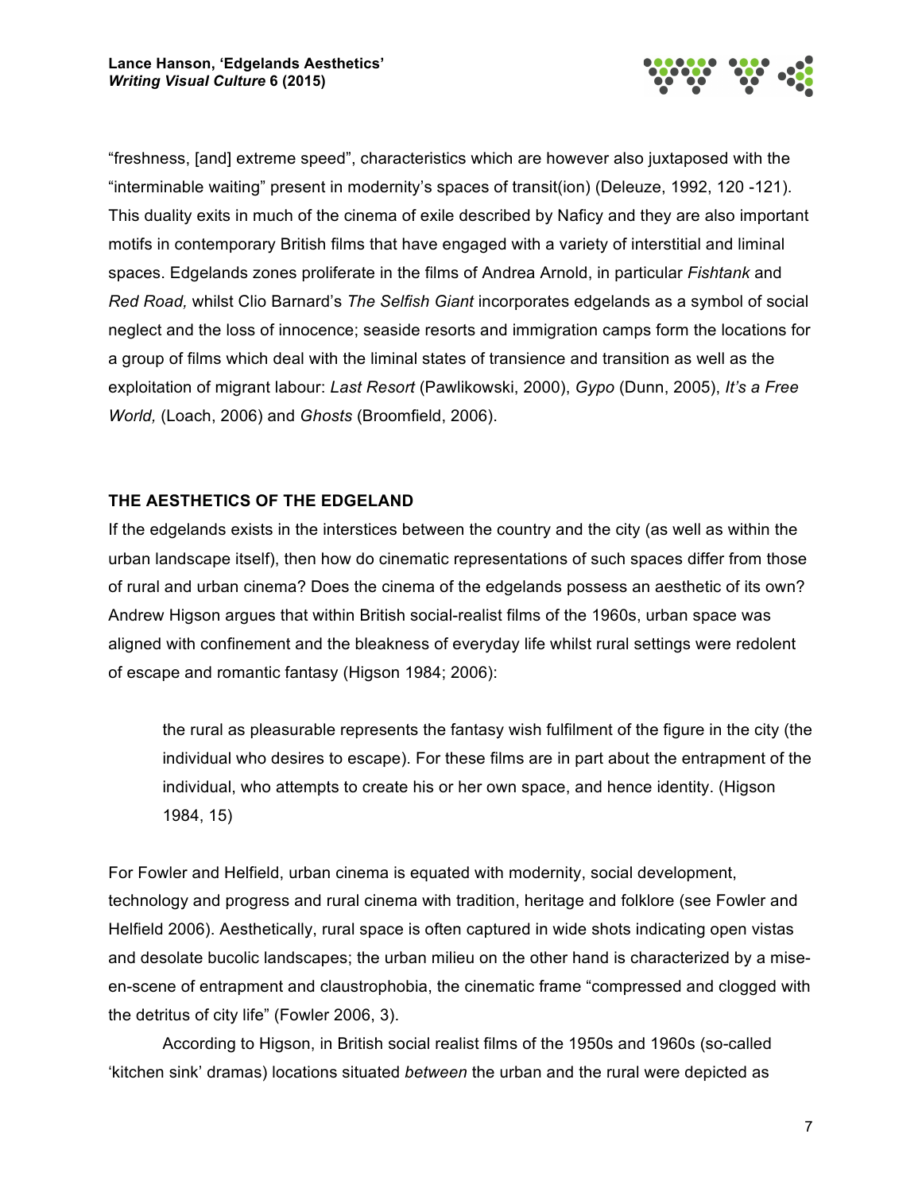"freshness, [and] extreme speed", characteristics which are however also juxtaposed with the "interminable waiting" present in modernity's spaces of transit(ion) (Deleuze, 1992, 120 -121). This duality exits in much of the cinema of exile described by Naficy and they are also important motifs in contemporary British films that have engaged with a variety of interstitial and liminal spaces. Edgelands zones proliferate in the films of Andrea Arnold, in particular *Fishtank* and *Red Road,* whilst Clio Barnard's *The Selfish Giant* incorporates edgelands as a symbol of social neglect and the loss of innocence; seaside resorts and immigration camps form the locations for a group of films which deal with the liminal states of transience and transition as well as the exploitation of migrant labour: *Last Resort* (Pawlikowski, 2000), *Gypo* (Dunn, 2005), *It's a Free World,* (Loach, 2006) and *Ghosts* (Broomfield, 2006).

## THE AESTHETICS OF THE EDGELAND

If the edgelands exists in the interstices between the country and the city (as well as within the urban landscape itself), then how do cinematic representations of such spaces differ from those of rural and urban cinema? Does the cinema of the edgelands possess an aesthetic of its own? Andrew Higson argues that within British social-realist films of the 1960s, urban space was aligned with confinement and the bleakness of everyday life whilst rural settings were redolent of escape and romantic fantasy (Higson 1984; 2006):

> the rural as pleasurable represents the fantasy wish fulfilment of the figure in the city (the individual who desires to escape). For these films are in part about the entrapment of the individual, who attempts to create his or her own space, and hence identity. (Higson 1984, 15)

For Fowler and Helfield, urban cinema is equated with modernity, social development, technology and progress and rural cinema with tradition, heritage and folklore (see Fowler and Helfield 2006). Aesthetically, rural space is often captured in wide shots indicating open vistas and desolate bucolic landscapes; the urban milieu on the other hand is characterized by a mise-en-scene of entrapment and claustrophobia, the cinematic frame "compressed and clogged with the detritus of city life" (Fowler 2006, 3).

According to Higson, in British social realist films of the 1950s and 1960s (so-called 'kitchen sink' dramas) locations situated *between* the urban and the rural were depicted as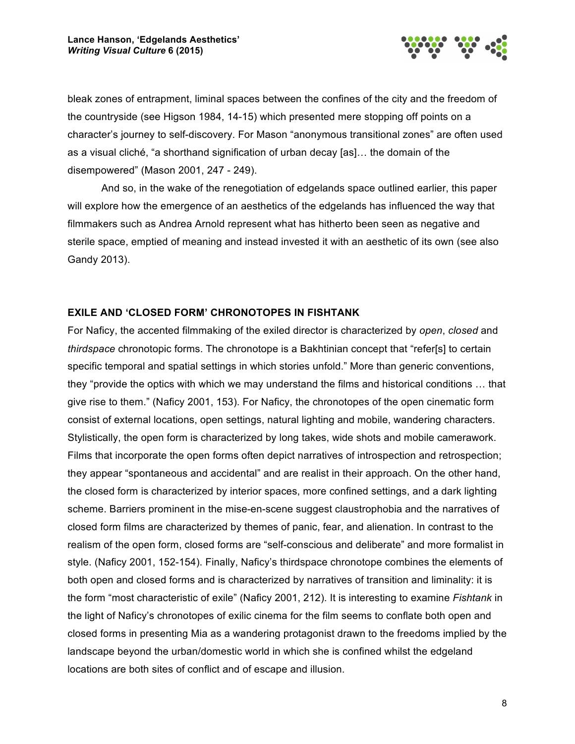bleak zones of entrapment, liminal spaces between the confines of the city and the freedom of the countryside (see Higson 1984, 14-15) which presented mere stopping off points on a character's journey to self-discovery. For Mason "anonymous transitional zones" are often used as a visual cliché, "a shorthand signification of urban decay [as]… the domain of the disempowered" (Mason 2001, 247 - 249).

And so, in the wake of the renegotiation of edgelands space outlined earlier, this paper will explore how the emergence of an aesthetics of the edgelands has influenced the way that filmmakers such as Andrea Arnold represent what has hitherto been seen as negative and sterile space, emptied of meaning and instead invested it with an aesthetic of its own (see also Gandy 2013).

## EXILE AND 'CLOSED FORM' CHRONOTOPES IN FISHTANK

For Naficy, the accented filmmaking of the exiled director is characterized by *open*, *closed* and *thirdspace* chronotopic forms. The chronotope is a Bakhtinian concept that "refer[s] to certain specific temporal and spatial settings in which stories unfold." More than generic conventions, they "provide the optics with which we may understand the films and historical conditions … that give rise to them." (Naficy 2001, 153). For Naficy, the chronotopes of the open cinematic form consist of external locations, open settings, natural lighting and mobile, wandering characters. Stylistically, the open form is characterized by long takes, wide shots and mobile camerawork. Films that incorporate the open forms often depict narratives of introspection and retrospection; they appear "spontaneous and accidental" and are realist in their approach. On the other hand, the closed form is characterized by interior spaces, more confined settings, and a dark lighting scheme. Barriers prominent in the mise-en-scene suggest claustrophobia and the narratives of closed form films are characterized by themes of panic, fear, and alienation. In contrast to the realism of the open form, closed forms are "self-conscious and deliberate" and more formalist in style. (Naficy 2001, 152-154). Finally, Naficy's thirdspace chronotope combines the elements of both open and closed forms and is characterized by narratives of transition and liminality: it is the form "most characteristic of exile" (Naficy 2001, 212). It is interesting to examine *Fishtank* in the light of Naficy's chronotopes of exilic cinema for the film seems to conflate both open and closed forms in presenting Mia as a wandering protagonist drawn to the freedoms implied by the landscape beyond the urban/domestic world in which she is confined whilst the edgeland locations are both sites of conflict and of escape and illusion.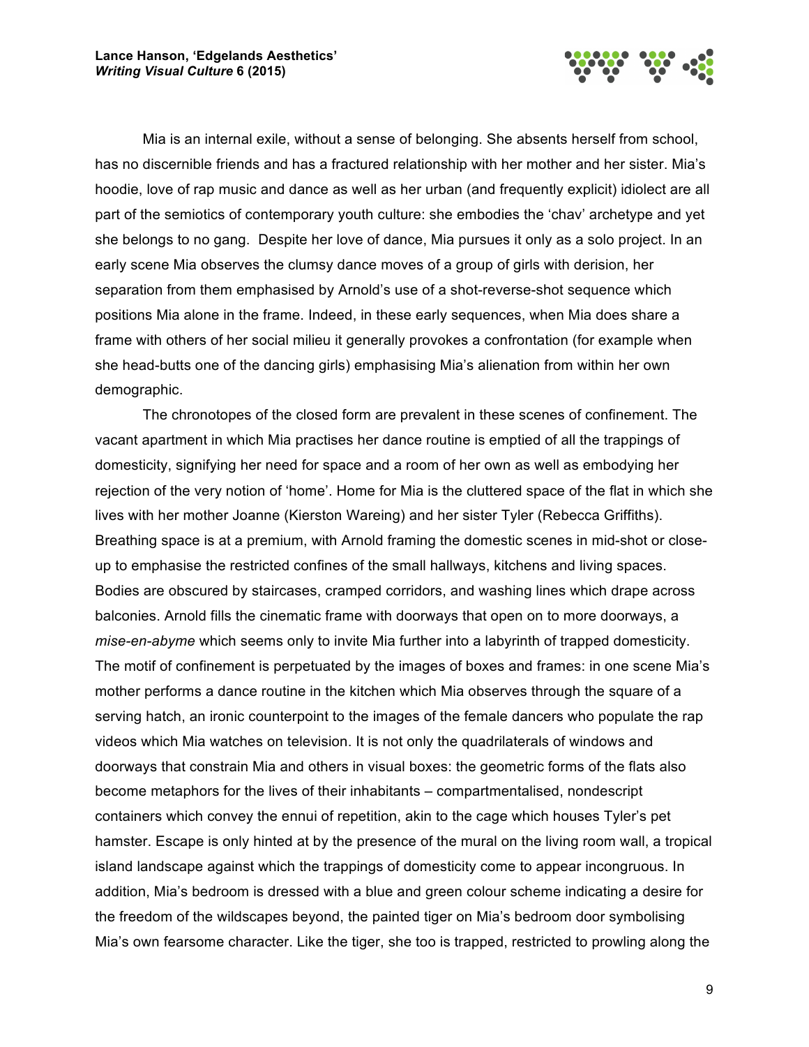Mia is an internal exile, without a sense of belonging. She absents herself from school, has no discernible friends and has a fractured relationship with her mother and her sister. Mia's hoodie, love of rap music and dance as well as her urban (and frequently explicit) idiolect are all part of the semiotics of contemporary youth culture: she embodies the 'chav' archetype and yet she belongs to no gang. Despite her love of dance, Mia pursues it only as a solo project. In an early scene Mia observes the clumsy dance moves of a group of girls with derision, her separation from them emphasised by Arnold's use of a shot-reverse-shot sequence which positions Mia alone in the frame. Indeed, in these early sequences, when Mia does share a frame with others of her social milieu it generally provokes a confrontation (for example when she head-butts one of the dancing girls) emphasising Mia's alienation from within her own demographic.

The chronotopes of the closed form are prevalent in these scenes of confinement. The vacant apartment in which Mia practises her dance routine is emptied of all the trappings of domesticity, signifying her need for space and a room of her own as well as embodying her rejection of the very notion of 'home'. Home for Mia is the cluttered space of the flat in which she lives with her mother Joanne (Kierston Wareing) and her sister Tyler (Rebecca Griffiths). Breathing space is at a premium, with Arnold framing the domestic scenes in mid-shot or close-up to emphasise the restricted confines of the small hallways, kitchens and living spaces. Bodies are obscured by staircases, cramped corridors, and washing lines which drape across balconies. Arnold fills the cinematic frame with doorways that open on to more doorways, a *mise-en-abyme* which seems only to invite Mia further into a labyrinth of trapped domesticity. The motif of confinement is perpetuated by the images of boxes and frames: in one scene Mia's mother performs a dance routine in the kitchen which Mia observes through the square of a serving hatch, an ironic counterpoint to the images of the female dancers who populate the rap videos which Mia watches on television. It is not only the quadrilaterals of windows and doorways that constrain Mia and others in visual boxes: the geometric forms of the flats also become metaphors for the lives of their inhabitants – compartmentalised, nondescript containers which convey the ennui of repetition, akin to the cage which houses Tyler's pet hamster. Escape is only hinted at by the presence of the mural on the living room wall, a tropical island landscape against which the trappings of domesticity come to appear incongruous. In addition, Mia's bedroom is dressed with a blue and green colour scheme indicating a desire for the freedom of the wildscapes beyond, the painted tiger on Mia's bedroom door symbolising Mia's own fearsome character. Like the tiger, she too is trapped, restricted to prowling along the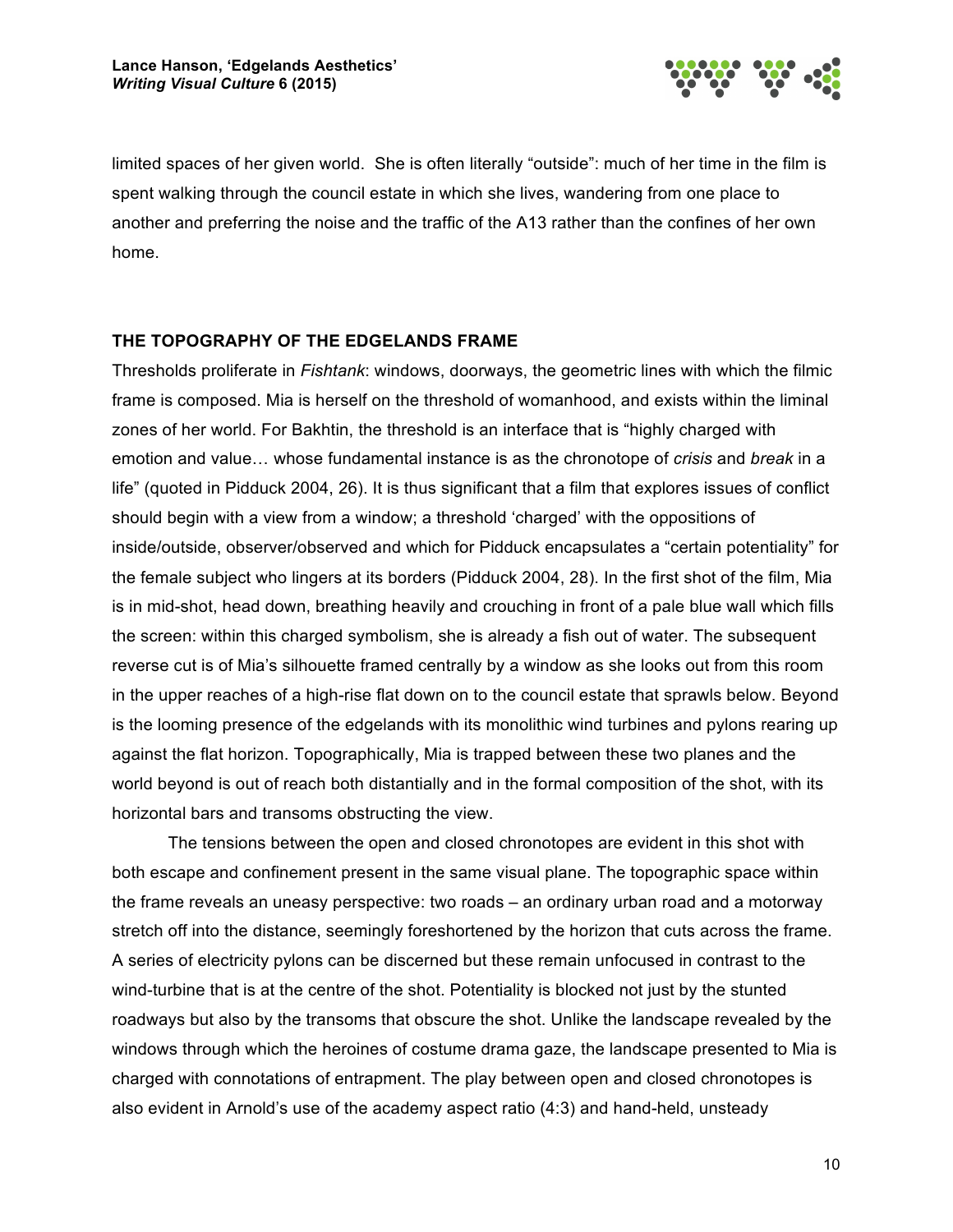limited spaces of her given world. She is often literally "outside": much of her time in the film is spent walking through the council estate in which she lives, wandering from one place to another and preferring the noise and the traffic of the A13 rather than the confines of her own home.

## THE TOPOGRAPHY OF THE EDGELANDS FRAME

Thresholds proliferate in *Fishtank*: windows, doorways, the geometric lines with which the filmic frame is composed. Mia is herself on the threshold of womanhood, and exists within the liminal zones of her world. For Bakhtin, the threshold is an interface that is "highly charged with emotion and value… whose fundamental instance is as the chronotope of *crisis* and *break* in a life" (quoted in Pidduck 2004, 26). It is thus significant that a film that explores issues of conflict should begin with a view from a window; a threshold 'charged' with the oppositions of inside/outside, observer/observed and which for Pidduck encapsulates a "certain potentiality" for the female subject who lingers at its borders (Pidduck 2004, 28). In the first shot of the film, Mia is in mid-shot, head down, breathing heavily and crouching in front of a pale blue wall which fills the screen: within this charged symbolism, she is already a fish out of water. The subsequent reverse cut is of Mia's silhouette framed centrally by a window as she looks out from this room in the upper reaches of a high-rise flat down on to the council estate that sprawls below. Beyond is the looming presence of the edgelands with its monolithic wind turbines and pylons rearing up against the flat horizon. Topographically, Mia is trapped between these two planes and the world beyond is out of reach both distantially and in the formal composition of the shot, with its horizontal bars and transoms obstructing the view.

The tensions between the open and closed chronotopes are evident in this shot with both escape and confinement present in the same visual plane. The topographic space within the frame reveals an uneasy perspective: two roads – an ordinary urban road and a motorway stretch off into the distance, seemingly foreshortened by the horizon that cuts across the frame. A series of electricity pylons can be discerned but these remain unfocused in contrast to the wind-turbine that is at the centre of the shot. Potentiality is blocked not just by the stunted roadways but also by the transoms that obscure the shot. Unlike the landscape revealed by the windows through which the heroines of costume drama gaze, the landscape presented to Mia is charged with connotations of entrapment. The play between open and closed chronotopes is also evident in Arnold's use of the academy aspect ratio (4:3) and hand-held, unsteady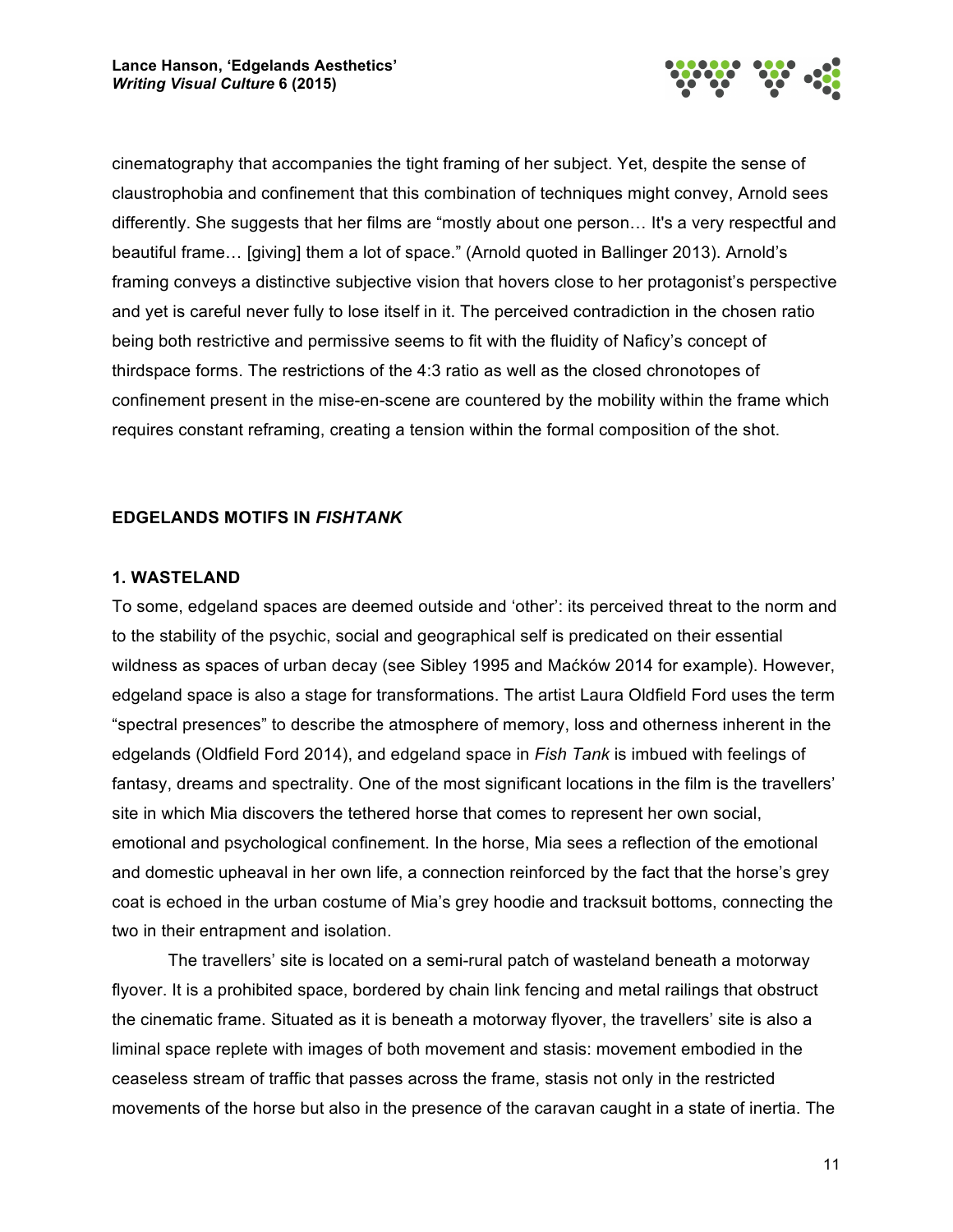cinematography that accompanies the tight framing of her subject. Yet, despite the sense of claustrophobia and confinement that this combination of techniques might convey, Arnold sees differently. She suggests that her films are “mostly about one person… It's a very respectful and beautiful frame… [giving] them a lot of space.” (Arnold quoted in Ballinger 2013). Arnold’s framing conveys a distinctive subjective vision that hovers close to her protagonist’s perspective and yet is careful never fully to lose itself in it. The perceived contradiction in the chosen ratio being both restrictive and permissive seems to fit with the fluidity of Naficy’s concept of thirdspace forms. The restrictions of the 4:3 ratio as well as the closed chronotopes of confinement present in the mise-en-scene are countered by the mobility within the frame which requires constant reframing, creating a tension within the formal composition of the shot.

## EDGELANDS MOTIFS IN *FISHTANK*

### 1. WASTELAND

To some, edgeland spaces are deemed outside and ‘other’: its perceived threat to the norm and to the stability of the psychic, social and geographical self is predicated on their essential wildness as spaces of urban decay (see Sibley 1995 and Maćków 2014 for example). However, edgeland space is also a stage for transformations. The artist Laura Oldfield Ford uses the term “spectral presences” to describe the atmosphere of memory, loss and otherness inherent in the edgelands (Oldfield Ford 2014), and edgeland space in *Fish Tank* is imbued with feelings of fantasy, dreams and spectrality. One of the most significant locations in the film is the travellers’ site in which Mia discovers the tethered horse that comes to represent her own social, emotional and psychological confinement. In the horse, Mia sees a reflection of the emotional and domestic upheaval in her own life, a connection reinforced by the fact that the horse’s grey coat is echoed in the urban costume of Mia’s grey hoodie and tracksuit bottoms, connecting the two in their entrapment and isolation.

The travellers’ site is located on a semi-rural patch of wasteland beneath a motorway flyover. It is a prohibited space, bordered by chain link fencing and metal railings that obstruct the cinematic frame. Situated as it is beneath a motorway flyover, the travellers’ site is also a liminal space replete with images of both movement and stasis: movement embodied in the ceaseless stream of traffic that passes across the frame, stasis not only in the restricted movements of the horse but also in the presence of the caravan caught in a state of inertia. The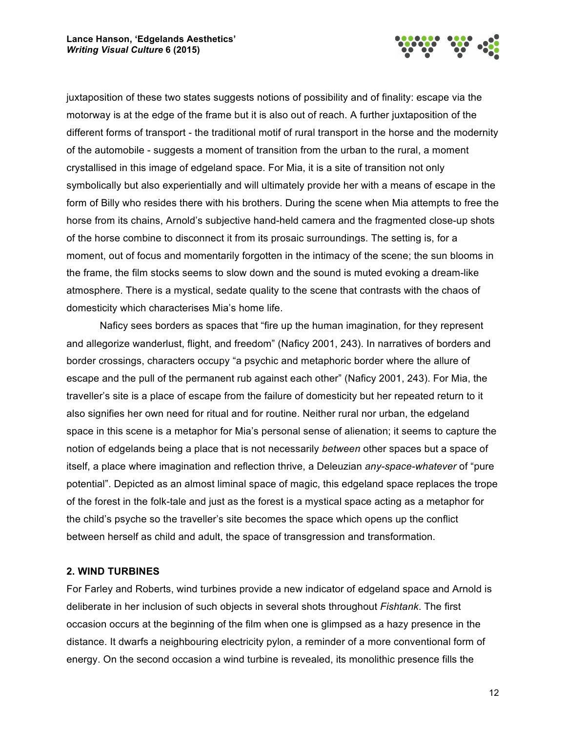juxtaposition of these two states suggests notions of possibility and of finality: escape via the motorway is at the edge of the frame but it is also out of reach. A further juxtaposition of the different forms of transport - the traditional motif of rural transport in the horse and the modernity of the automobile - suggests a moment of transition from the urban to the rural, a moment crystallised in this image of edgeland space. For Mia, it is a site of transition not only symbolically but also experientially and will ultimately provide her with a means of escape in the form of Billy who resides there with his brothers. During the scene when Mia attempts to free the horse from its chains, Arnold's subjective hand-held camera and the fragmented close-up shots of the horse combine to disconnect it from its prosaic surroundings. The setting is, for a moment, out of focus and momentarily forgotten in the intimacy of the scene; the sun blooms in the frame, the film stocks seems to slow down and the sound is muted evoking a dream-like atmosphere. There is a mystical, sedate quality to the scene that contrasts with the chaos of domesticity which characterises Mia's home life.

Naficy sees borders as spaces that "fire up the human imagination, for they represent and allegorize wanderlust, flight, and freedom" (Naficy 2001, 243). In narratives of borders and border crossings, characters occupy "a psychic and metaphoric border where the allure of escape and the pull of the permanent rub against each other" (Naficy 2001, 243). For Mia, the traveller's site is a place of escape from the failure of domesticity but her repeated return to it also signifies her own need for ritual and for routine. Neither rural nor urban, the edgeland space in this scene is a metaphor for Mia's personal sense of alienation; it seems to capture the notion of edgelands being a place that is not necessarily *between* other spaces but a space of itself, a place where imagination and reflection thrive, a Deleuzian *any-space-whatever* of "pure potential". Depicted as an almost liminal space of magic, this edgeland space replaces the trope of the forest in the folk-tale and just as the forest is a mystical space acting as a metaphor for the child's psyche so the traveller's site becomes the space which opens up the conflict between herself as child and adult, the space of transgression and transformation.

## 2. WIND TURBINES

For Farley and Roberts, wind turbines provide a new indicator of edgeland space and Arnold is deliberate in her inclusion of such objects in several shots throughout *Fishtank*. The first occasion occurs at the beginning of the film when one is glimpsed as a hazy presence in the distance. It dwarfs a neighbouring electricity pylon, a reminder of a more conventional form of energy. On the second occasion a wind turbine is revealed, its monolithic presence fills the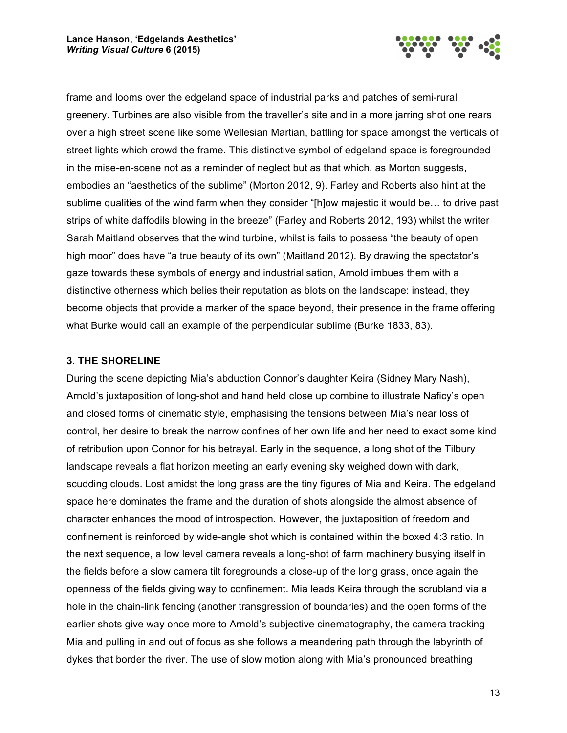frame and looms over the edgeland space of industrial parks and patches of semi-rural greenery. Turbines are also visible from the traveller's site and in a more jarring shot one rears over a high street scene like some Wellesian Martian, battling for space amongst the verticals of street lights which crowd the frame. This distinctive symbol of edgeland space is foregrounded in the mise-en-scene not as a reminder of neglect but as that which, as Morton suggests, embodies an "aesthetics of the sublime" (Morton 2012, 9). Farley and Roberts also hint at the sublime qualities of the wind farm when they consider "[h]ow majestic it would be… to drive past strips of white daffodils blowing in the breeze" (Farley and Roberts 2012, 193) whilst the writer Sarah Maitland observes that the wind turbine, whilst is fails to possess "the beauty of open high moor" does have "a true beauty of its own" (Maitland 2012). By drawing the spectator's gaze towards these symbols of energy and industrialisation, Arnold imbues them with a distinctive otherness which belies their reputation as blots on the landscape: instead, they become objects that provide a marker of the space beyond, their presence in the frame offering what Burke would call an example of the perpendicular sublime (Burke 1833, 83).

### 3. THE SHORELINE

During the scene depicting Mia's abduction Connor's daughter Keira (Sidney Mary Nash), Arnold's juxtaposition of long-shot and hand held close up combine to illustrate Naficy's open and closed forms of cinematic style, emphasising the tensions between Mia's near loss of control, her desire to break the narrow confines of her own life and her need to exact some kind of retribution upon Connor for his betrayal. Early in the sequence, a long shot of the Tilbury landscape reveals a flat horizon meeting an early evening sky weighed down with dark, scudding clouds. Lost amidst the long grass are the tiny figures of Mia and Keira. The edgeland space here dominates the frame and the duration of shots alongside the almost absence of character enhances the mood of introspection. However, the juxtaposition of freedom and confinement is reinforced by wide-angle shot which is contained within the boxed 4:3 ratio. In the next sequence, a low level camera reveals a long-shot of farm machinery busying itself in the fields before a slow camera tilt foregrounds a close-up of the long grass, once again the openness of the fields giving way to confinement. Mia leads Keira through the scrubland via a hole in the chain-link fencing (another transgression of boundaries) and the open forms of the earlier shots give way once more to Arnold's subjective cinematography, the camera tracking Mia and pulling in and out of focus as she follows a meandering path through the labyrinth of dykes that border the river. The use of slow motion along with Mia's pronounced breathing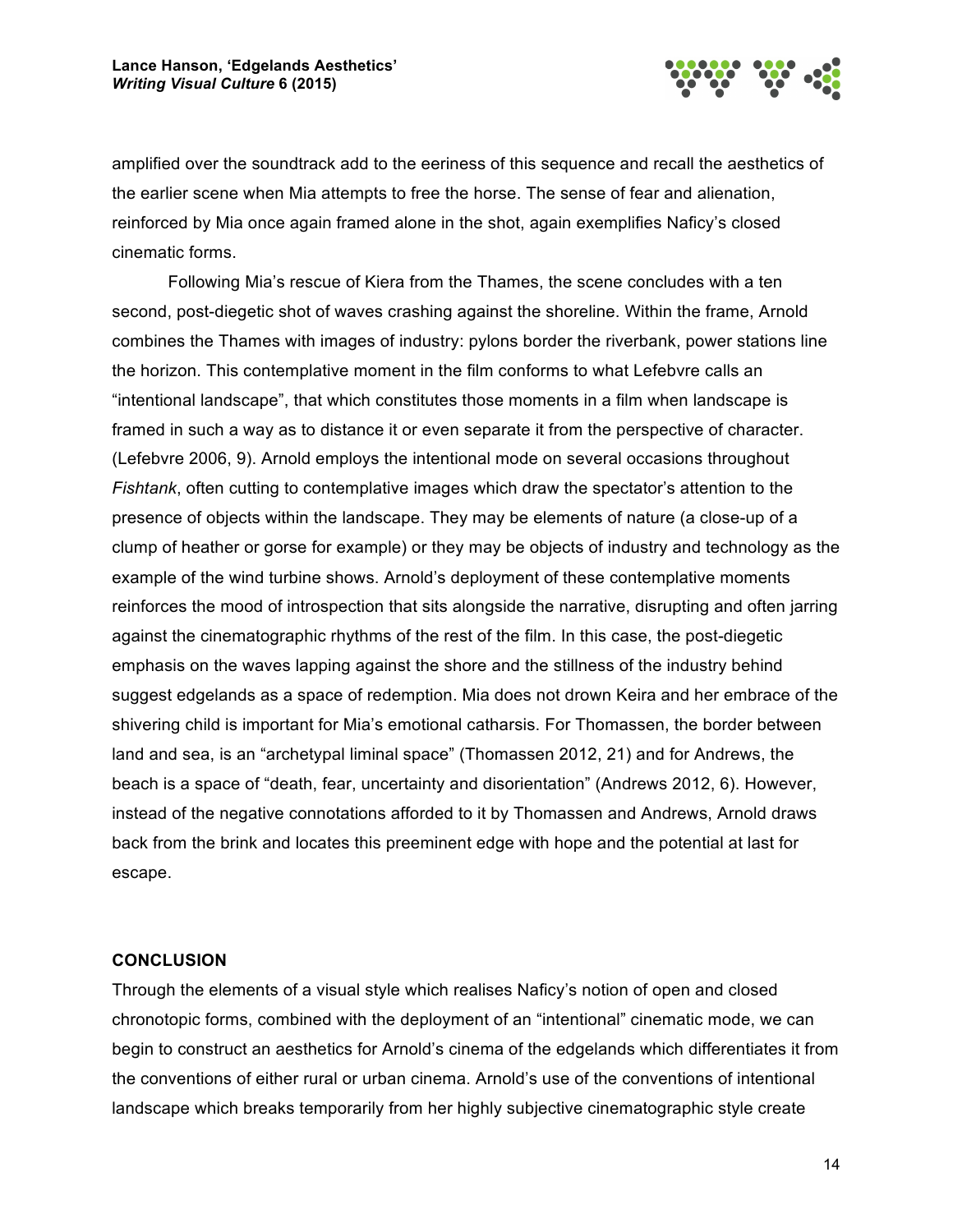amplified over the soundtrack add to the eeriness of this sequence and recall the aesthetics of the earlier scene when Mia attempts to free the horse. The sense of fear and alienation, reinforced by Mia once again framed alone in the shot, again exemplifies Naficy's closed cinematic forms.

Following Mia's rescue of Kiera from the Thames, the scene concludes with a ten second, post-diegetic shot of waves crashing against the shoreline. Within the frame, Arnold combines the Thames with images of industry: pylons border the riverbank, power stations line the horizon. This contemplative moment in the film conforms to what Lefebvre calls an "intentional landscape", that which constitutes those moments in a film when landscape is framed in such a way as to distance it or even separate it from the perspective of character. (Lefebvre 2006, 9). Arnold employs the intentional mode on several occasions throughout *Fishtank*, often cutting to contemplative images which draw the spectator's attention to the presence of objects within the landscape. They may be elements of nature (a close-up of a clump of heather or gorse for example) or they may be objects of industry and technology as the example of the wind turbine shows. Arnold's deployment of these contemplative moments reinforces the mood of introspection that sits alongside the narrative, disrupting and often jarring against the cinematographic rhythms of the rest of the film. In this case, the post-diegetic emphasis on the waves lapping against the shore and the stillness of the industry behind suggest edgelands as a space of redemption. Mia does not drown Keira and her embrace of the shivering child is important for Mia's emotional catharsis. For Thomassen, the border between land and sea, is an "archetypal liminal space" (Thomassen 2012, 21) and for Andrews, the beach is a space of "death, fear, uncertainty and disorientation" (Andrews 2012, 6). However, instead of the negative connotations afforded to it by Thomassen and Andrews, Arnold draws back from the brink and locates this preeminent edge with hope and the potential at last for escape.

## CONCLUSION

Through the elements of a visual style which realises Naficy's notion of open and closed chronotopic forms, combined with the deployment of an "intentional" cinematic mode, we can begin to construct an aesthetics for Arnold's cinema of the edgelands which differentiates it from the conventions of either rural or urban cinema. Arnold's use of the conventions of intentional landscape which breaks temporarily from her highly subjective cinematographic style create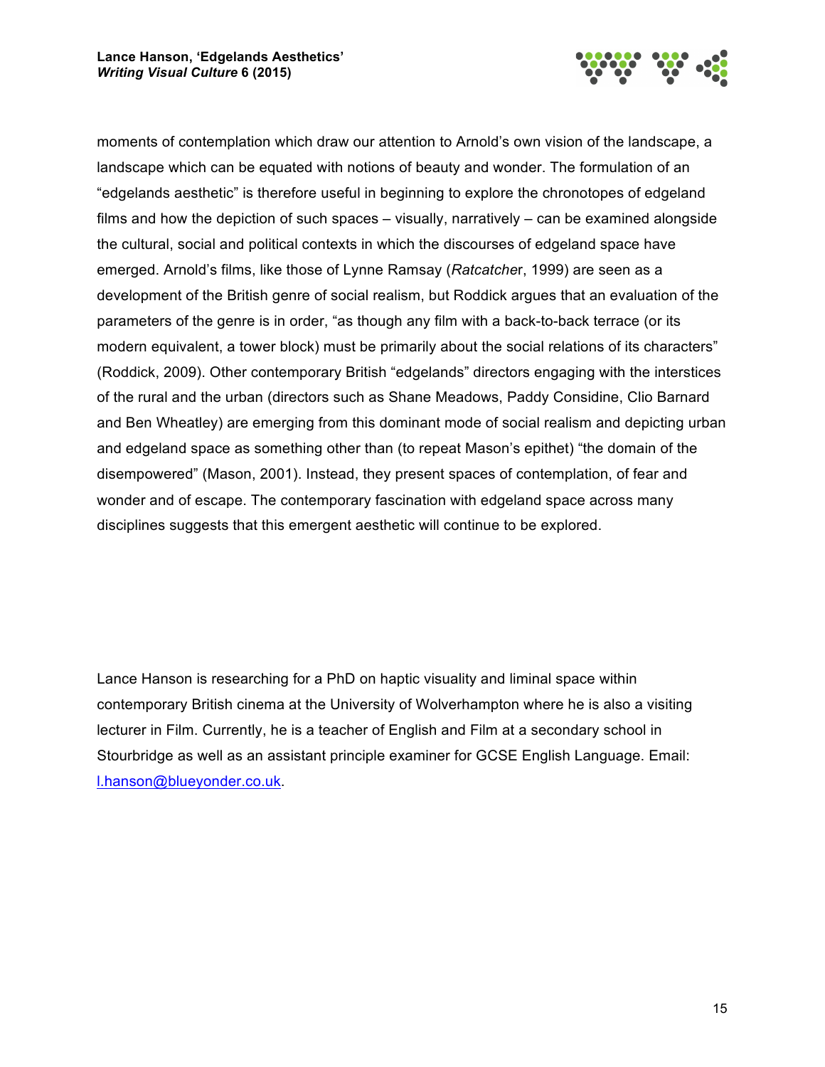moments of contemplation which draw our attention to Arnold's own vision of the landscape, a landscape which can be equated with notions of beauty and wonder. The formulation of an "edgelands aesthetic" is therefore useful in beginning to explore the chronotopes of edgeland films and how the depiction of such spaces – visually, narratively – can be examined alongside the cultural, social and political contexts in which the discourses of edgeland space have emerged. Arnold's films, like those of Lynne Ramsay (*Ratcatcher*, 1999) are seen as a development of the British genre of social realism, but Roddick argues that an evaluation of the parameters of the genre is in order, "as though any film with a back-to-back terrace (or its modern equivalent, a tower block) must be primarily about the social relations of its characters" (Roddick, 2009). Other contemporary British "edgelands" directors engaging with the interstices of the rural and the urban (directors such as Shane Meadows, Paddy Considine, Clio Barnard and Ben Wheatley) are emerging from this dominant mode of social realism and depicting urban and edgeland space as something other than (to repeat Mason's epithet) "the domain of the disempowered" (Mason, 2001). Instead, they present spaces of contemplation, of fear and wonder and of escape. The contemporary fascination with edgeland space across many disciplines suggests that this emergent aesthetic will continue to be explored.

Lance Hanson is researching for a PhD on haptic visuality and liminal space within contemporary British cinema at the University of Wolverhampton where he is also a visiting lecturer in Film. Currently, he is a teacher of English and Film at a secondary school in Stourbridge as well as an assistant principle examiner for GCSE English Language. Email: l.hanson@blueyonder.co.uk.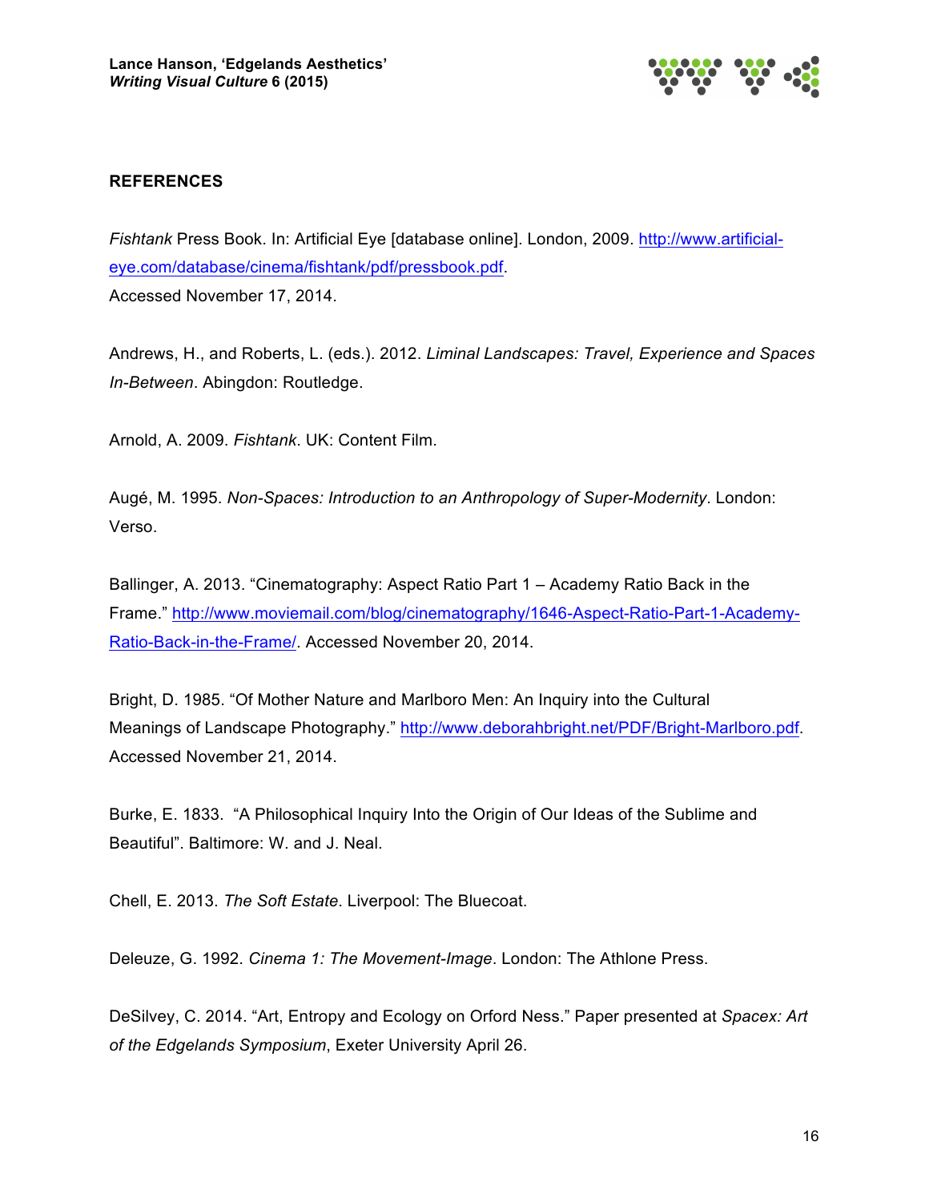## REFERENCES

*Fishtank* Press Book. In: Artificial Eye [database online]. London, 2009. http://www.artificial-eye.com/database/cinema/fishtank/pdf/pressbook.pdf. Accessed November 17, 2014.

Andrews, H., and Roberts, L. (eds.). 2012. *Liminal Landscapes: Travel, Experience and Spaces In-Between*. Abingdon: Routledge.

Arnold, A. 2009. *Fishtank*. UK: Content Film.

Augé, M. 1995. *Non-Spaces: Introduction to an Anthropology of Super-Modernity*. London: Verso.

Ballinger, A. 2013. "Cinematography: Aspect Ratio Part 1 – Academy Ratio Back in the Frame." http://www.moviemail.com/blog/cinematography/1646-Aspect-Ratio-Part-1-Academy-Ratio-Back-in-the-Frame/. Accessed November 20, 2014.

Bright, D. 1985. "Of Mother Nature and Marlboro Men: An Inquiry into the Cultural Meanings of Landscape Photography." http://www.deborahbright.net/PDF/Bright-Marlboro.pdf. Accessed November 21, 2014.

Burke, E. 1833. "A Philosophical Inquiry Into the Origin of Our Ideas of the Sublime and Beautiful". Baltimore: W. and J. Neal.

Chell, E. 2013. *The Soft Estate*. Liverpool: The Bluecoat.

Deleuze, G. 1992. *Cinema 1: The Movement-Image*. London: The Athlone Press.

DeSilvey, C. 2014. "Art, Entropy and Ecology on Orford Ness." Paper presented at *Spacex: Art of the Edgelands Symposium*, Exeter University April 26.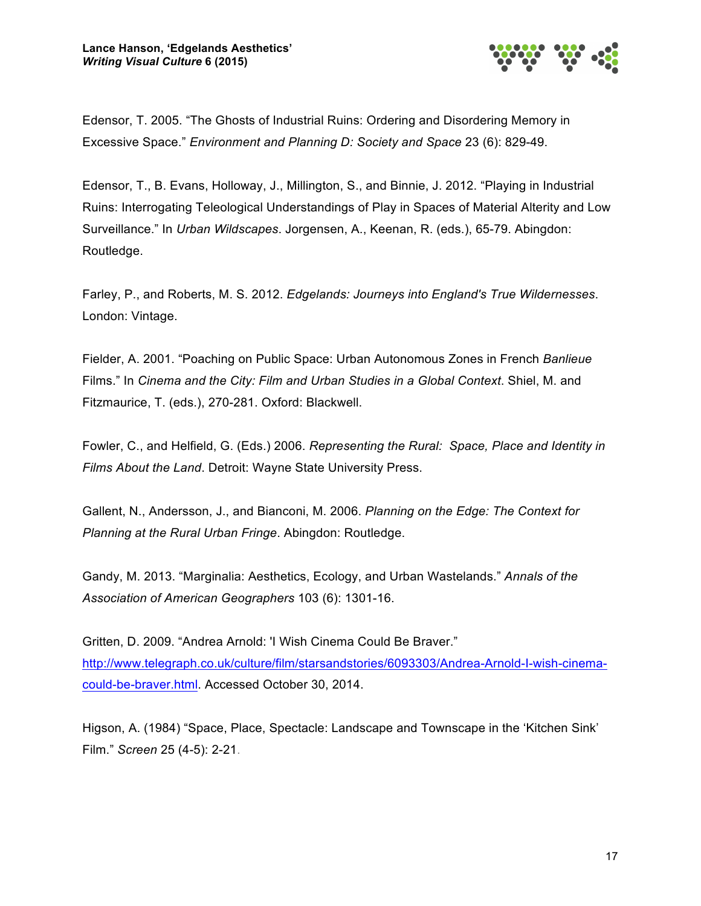Edensor, T. 2005. “The Ghosts of Industrial Ruins: Ordering and Disordering Memory in Excessive Space.” *Environment and Planning D: Society and Space* 23 (6): 829-49.

Edensor, T., B. Evans, Holloway, J., Millington, S., and Binnie, J. 2012. “Playing in Industrial Ruins: Interrogating Teleological Understandings of Play in Spaces of Material Alterity and Low Surveillance.” In *Urban Wildscapes*. Jorgensen, A., Keenan, R. (eds.), 65-79. Abingdon: Routledge.

Farley, P., and Roberts, M. S. 2012. *Edgelands: Journeys into England's True Wildernesses*. London: Vintage.

Fielder, A. 2001. “Poaching on Public Space: Urban Autonomous Zones in French *Banlieue* Films.” In *Cinema and the City: Film and Urban Studies in a Global Context*. Shiel, M. and Fitzmaurice, T. (eds.), 270-281. Oxford: Blackwell.

Fowler, C., and Helfield, G. (Eds.) 2006. *Representing the Rural: Space, Place and Identity in Films About the Land*. Detroit: Wayne State University Press.

Gallent, N., Andersson, J., and Bianconi, M. 2006. *Planning on the Edge: The Context for Planning at the Rural Urban Fringe*. Abingdon: Routledge.

Gandy, M. 2013. “Marginalia: Aesthetics, Ecology, and Urban Wastelands.” *Annals of the Association of American Geographers* 103 (6): 1301-16.

Gritten, D. 2009. “Andrea Arnold: 'I Wish Cinema Could Be Braver.” http://www.telegraph.co.uk/culture/film/starsandstories/6093303/Andrea-Arnold-I-wish-cinema-could-be-braver.html. Accessed October 30, 2014.

Higson, A. (1984) “Space, Place, Spectacle: Landscape and Townscape in the ‘Kitchen Sink’ Film.” *Screen* 25 (4-5): 2-21.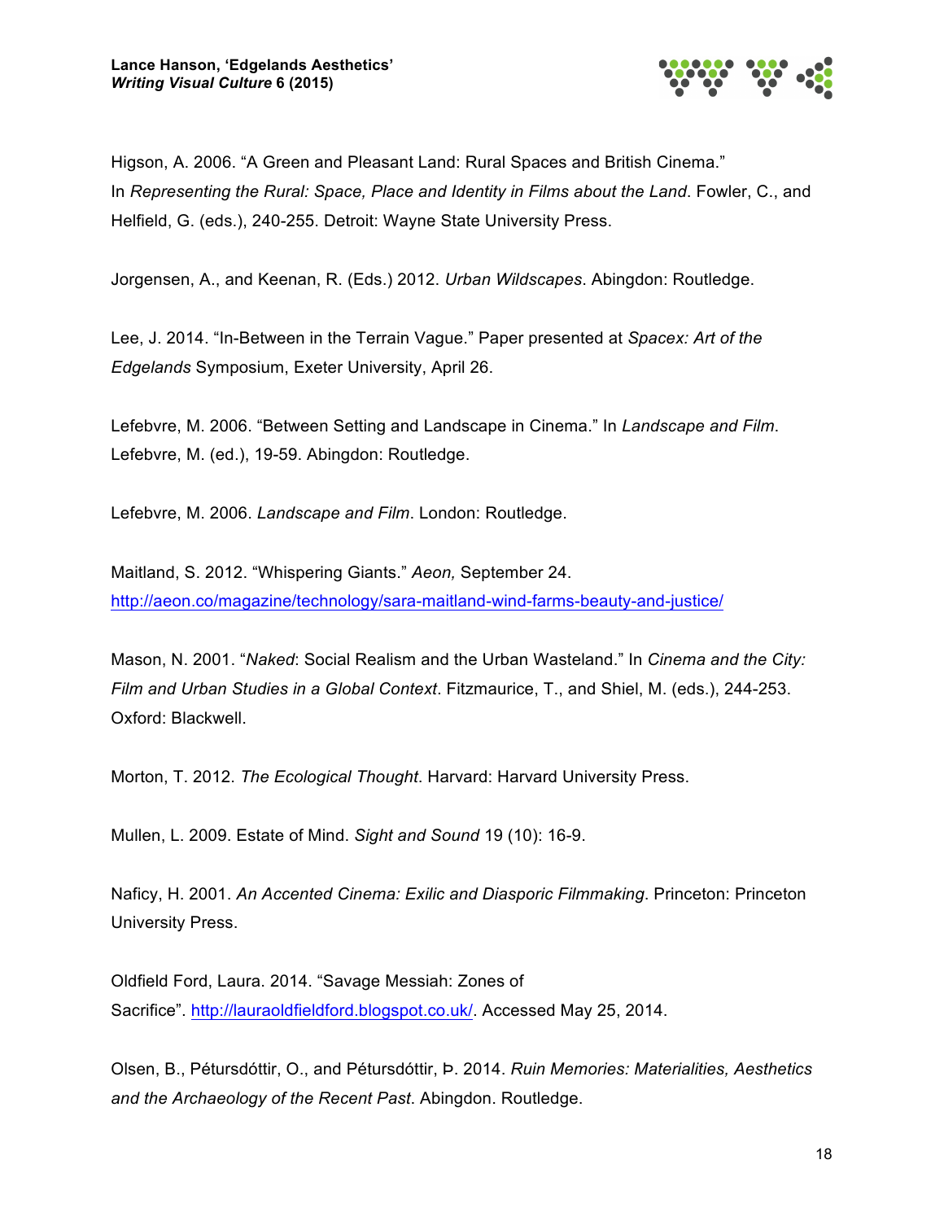Higson, A. 2006. “A Green and Pleasant Land: Rural Spaces and British Cinema.” In *Representing the Rural: Space, Place and Identity in Films about the Land*. Fowler, C., and Helfield, G. (eds.), 240-255. Detroit: Wayne State University Press.

Jorgensen, A., and Keenan, R. (Eds.) 2012. *Urban Wildscapes*. Abingdon: Routledge.

Lee, J. 2014. “In-Between in the Terrain Vague.” Paper presented at *Spacex: Art of the Edgelands* Symposium, Exeter University, April 26.

Lefebvre, M. 2006. “Between Setting and Landscape in Cinema.” In *Landscape and Film.* Lefebvre, M. (ed.), 19-59. Abingdon: Routledge.

Lefebvre, M. 2006. *Landscape and Film*. London: Routledge.

Maitland, S. 2012. “Whispering Giants.” *Aeon,* September 24. http://aeon.co/magazine/technology/sara-maitland-wind-farms-beauty-and-justice/

Mason, N. 2001. “*Naked*: Social Realism and the Urban Wasteland.” In *Cinema and the City: Film and Urban Studies in a Global Context*. Fitzmaurice, T., and Shiel, M. (eds.), 244-253. Oxford: Blackwell.

Morton, T. 2012. *The Ecological Thought*. Harvard: Harvard University Press.

Mullen, L. 2009. Estate of Mind. *Sight and Sound* 19 (10): 16-9.

Naficy, H. 2001. *An Accented Cinema: Exilic and Diasporic Filmmaking*. Princeton: Princeton University Press.

Oldfield Ford, Laura. 2014. “Savage Messiah: Zones of Sacrifice”. http://lauraoldfieldford.blogspot.co.uk/. Accessed May 25, 2014.

Olsen, B., Pétursdóttir, O., and Pétursdóttir, Þ. 2014. *Ruin Memories: Materialities, Aesthetics and the Archaeology of the Recent Past*. Abingdon. Routledge.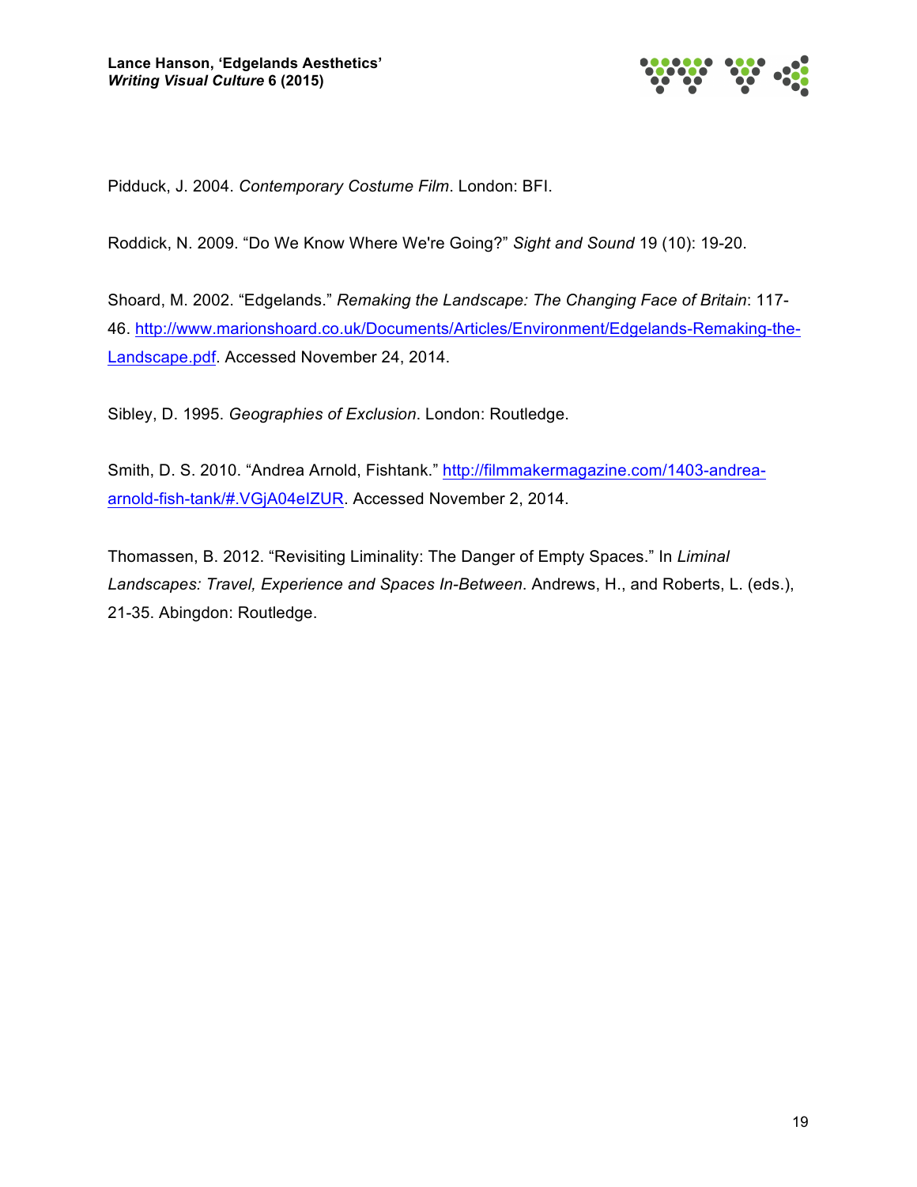Pidduck, J. 2004. *Contemporary Costume Film*. London: BFI.

Roddick, N. 2009. "Do We Know Where We're Going?" *Sight and Sound* 19 (10): 19-20.

Shoard, M. 2002. "Edgelands." *Remaking the Landscape: The Changing Face of Britain*: 117-46. http://www.marionshoard.co.uk/Documents/Articles/Environment/Edgelands-Remaking-the-Landscape.pdf. Accessed November 24, 2014.

Sibley, D. 1995. *Geographies of Exclusion*. London: Routledge.

Smith, D. S. 2010. "Andrea Arnold, Fishtank." http://filmmakermagazine.com/1403-andrea-arnold-fish-tank/#.VGjA04eIZUR. Accessed November 2, 2014.

Thomassen, B. 2012. "Revisiting Liminality: The Danger of Empty Spaces." In *Liminal Landscapes: Travel, Experience and Spaces In-Between*. Andrews, H., and Roberts, L. (eds.), 21-35. Abingdon: Routledge.